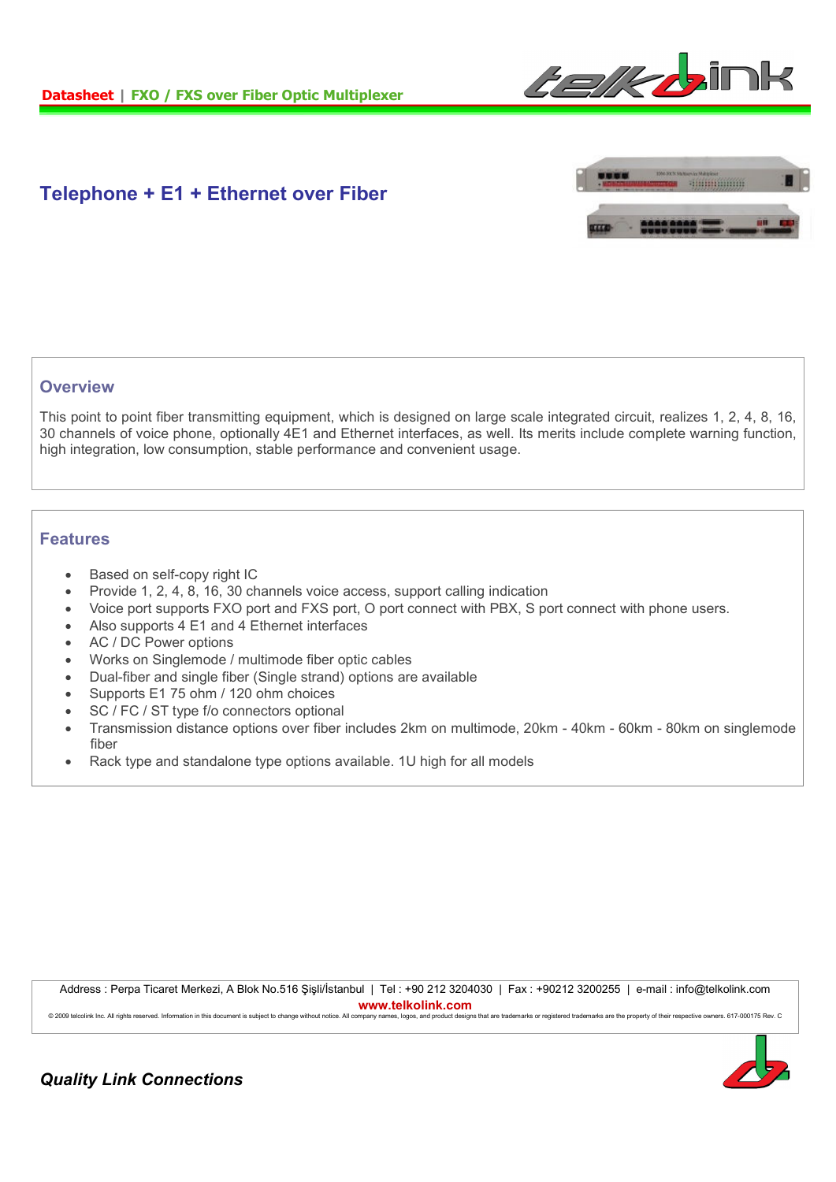**Datasheet** | **FXO / FXS over Fiber Optic Multiplexer**

# Telephone + E1 + Ethernet over Fiber

## Overview

This point to point fiber transmitting equipment, which is designed on large scale integrated circuit, realizes 1, 2, 4, 8, 16, 30 channels of voice phone, optionally 4E1 and Ethernet interfaces, as well. Its merits include complete warning function, high integration, low consumption, stable performance and convenient usage.

## Features

- Based on self-copy right IC
- Provide 1, 2, 4, 8, 16, 30 channels voice access, support calling indication
- Voice port supports FXO port and FXS port, O port connect with PBX, S port connect with phone users.
- Also supports 4 E1 and 4 Ethernet interfaces
- AC / DC Power options
- Works on Singlemode / multimode fiber optic cables
- Dual-fiber and single fiber (Single strand) options are available
- Supports E1 75 ohm / 120 ohm choices
- SC / FC / ST type f/o connectors optional
- Transmission distance options over fiber includes 2km on multimode, 20km - 40km - 60km - 80km on singlemode fiber
- Rack type and standalone type options available. 1U high for all models

Address : Perpa Ticaret Merkezi, A Blok No.516 Şişli/İstanbul | Tel : +90 212 3204030 | Fax : +90212 3200255 | e-mail : info@telkolink.com
www.telkolink.com
© 2009 telcolink Inc. All rights reserved. Information in this document is subject to change without notice. All company names, logos, and product designs that are trademarks or registered trademarks are the property of their respective owners. 617-000175 Rev. C

***Quality Link Connections***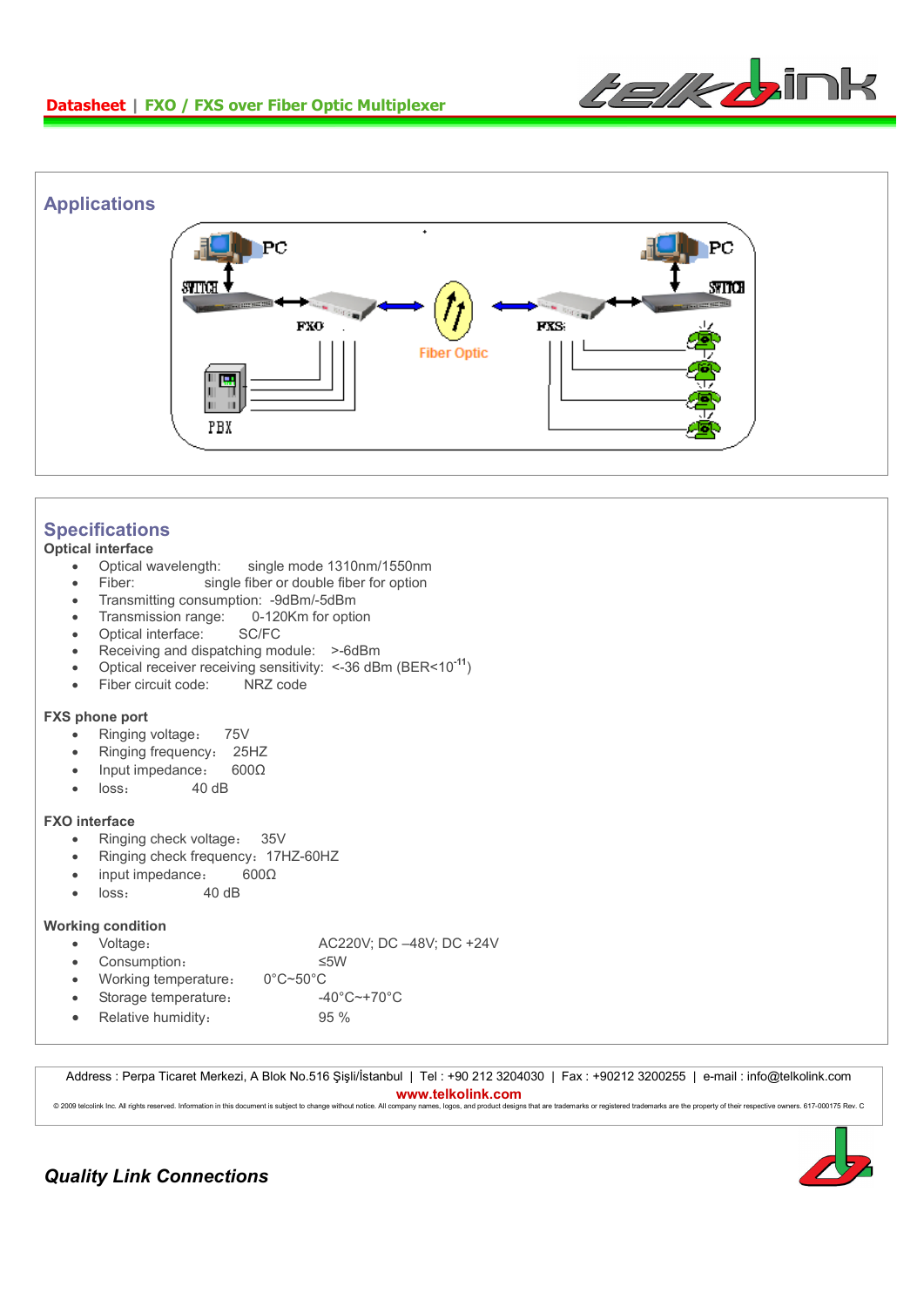## Applications

PC

SWITCH

FXO

Fiber Optic

FXS

PC

SWITCH

PBX

## Specifications

**Optical interface**

- Optical wavelength: single mode 1310nm/1550nm
- Fiber: single fiber or double fiber for option
- Transmitting consumption: -9dBm/-5dBm
- Transmission range: 0-120Km for option
- Optical interface: SC/FC
- Receiving and dispatching module: >-6dBm
- Optical receiver receiving sensitivity: <-36 dBm (BER<$10^{-11}$)
- Fiber circuit code: NRZ code

**FXS phone port**

- Ringing voltage： 75V
- Ringing frequency： 25HZ
- Input impedance： 600Ω
- loss： 40 dB

**FXO interface**

- Ringing check voltage： 35V
- Ringing check frequency：17HZ-60HZ
- input impedance： 600Ω
- loss： 40 dB

**Working condition**

- Voltage： AC220V; DC –48V; DC +24V
- Consumption： ≤5W
- Working temperature： 0°C~50°C
- Storage temperature： -40°C~+70°C
- Relative humidity： 95 %

Address : Perpa Ticaret Merkezi, A Blok No.516 Şişli/İstanbul | Tel : +90 212 3204030 | Fax : +90212 3200255 | e-mail : info@telkolink.com

www.telkolink.com

© 2009 telcolink Inc. All rights reserved. Information in this document is subject to change without notice. All company names, logos, and product designs that are trademarks or registered trademarks are the property of their respective owners. 617-000175 Rev. C

***Quality Link Connections***